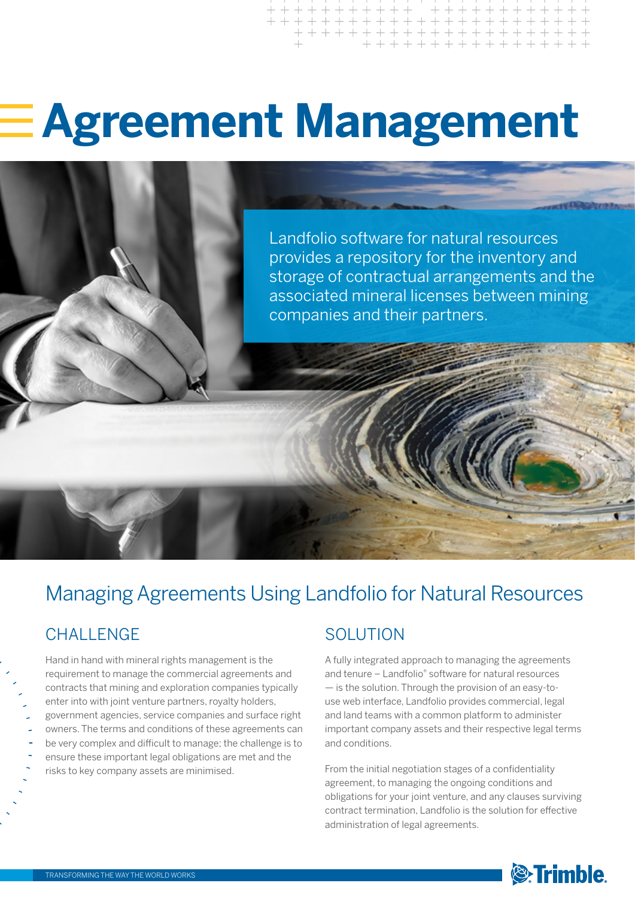# Agreement Management

Landfolio software for natural resources provides a repository for the inventory and storage of contractual arrangements and the associated mineral licenses between mining companies and their partners.

## Managing Agreements Using Landfolio for Natural Resources

### CHALLENGE

Hand in hand with mineral rights management is the requirement to manage the commercial agreements and contracts that mining and exploration companies typically enter into with joint venture partners, royalty holders, government agencies, service companies and surface right owners. The terms and conditions of these agreements can be very complex and difficult to manage; the challenge is to ensure these important legal obligations are met and the risks to key company assets are minimised.

### SOLUTION

A fully integrated approach to managing the agreements and tenure – Landfolio® software for natural resources — is the solution. Through the provision of an easy-to-use web interface, Landfolio provides commercial, legal and land teams with a common platform to administer important company assets and their respective legal terms and conditions.

From the initial negotiation stages of a confidentiality agreement, to managing the ongoing conditions and obligations for your joint venture, and any clauses surviving contract termination, Landfolio is the solution for effective administration of legal agreements.

TRANSFORMING THE WAY THE WORLD WORKS

Trimble.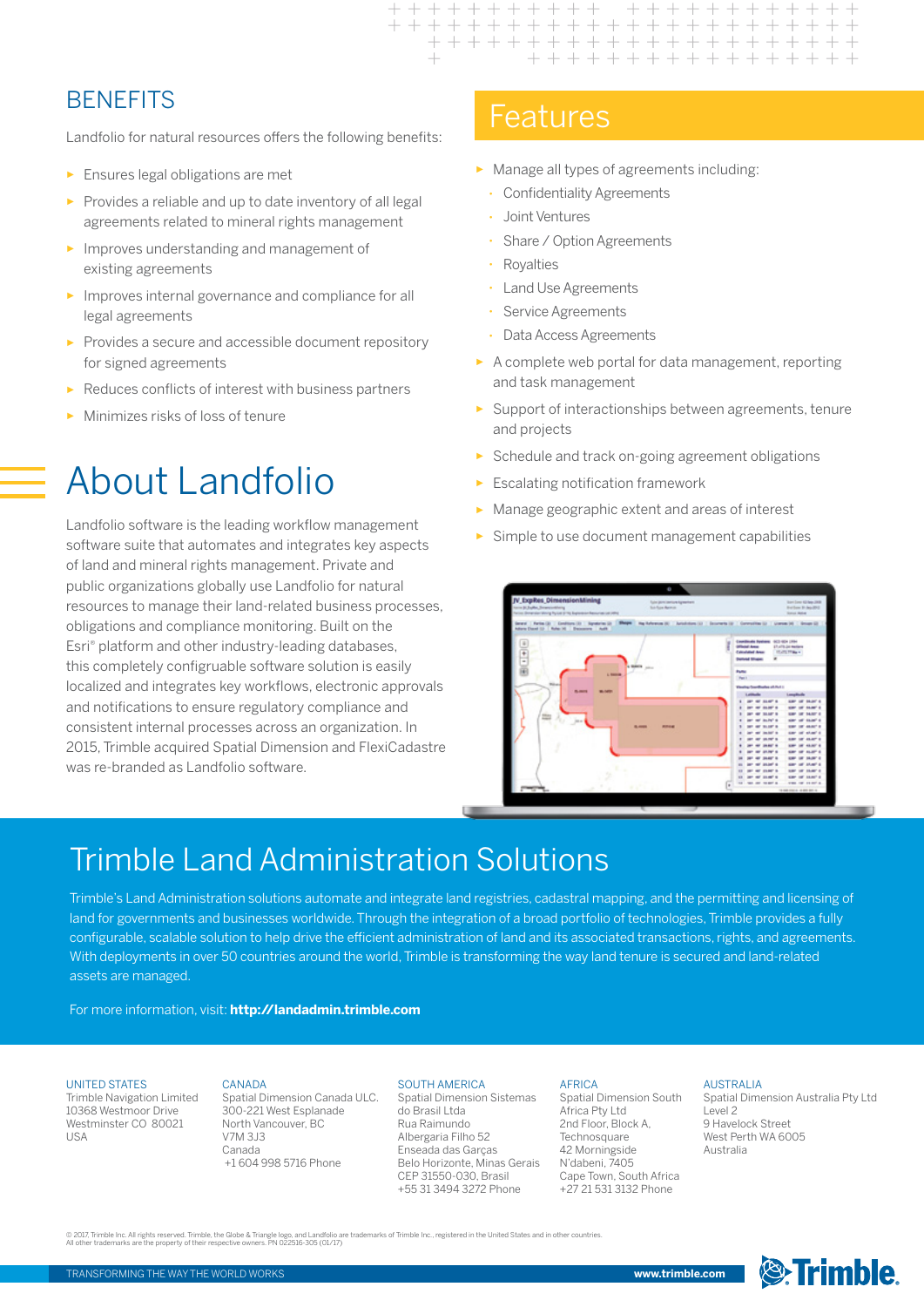## BENEFITS

Landfolio for natural resources offers the following benefits:

- Ensures legal obligations are met
- Provides a reliable and up to date inventory of all legal agreements related to mineral rights management
- Improves understanding and management of existing agreements
- Improves internal governance and compliance for all legal agreements
- Provides a secure and accessible document repository for signed agreements
- Reduces conflicts of interest with business partners
- Minimizes risks of loss of tenure

# About Landfolio

Landfolio software is the leading workflow management software suite that automates and integrates key aspects of land and mineral rights management. Private and public organizations globally use Landfolio for natural resources to manage their land-related business processes, obligations and compliance monitoring. Built on the Esri® platform and other industry-leading databases, this completely configurable software solution is easily localized and integrates key workflows, electronic approvals and notifications to ensure regulatory compliance and consistent internal processes across an organization. In 2015, Trimble acquired Spatial Dimension and FlexiCadastre was re-branded as Landfolio software.

## Features

- Manage all types of agreements including:
  - Confidentiality Agreements
  - Joint Ventures
  - Share / Option Agreements
  - Royalties
  - Land Use Agreements
  - Service Agreements
  - Data Access Agreements
- A complete web portal for data management, reporting and task management
- Support of interactionships between agreements, tenure and projects
- Schedule and track on-going agreement obligations
- Escalating notification framework
- Manage geographic extent and areas of interest
- Simple to use document management capabilities

# Trimble Land Administration Solutions

Trimble's Land Administration solutions automate and integrate land registries, cadastral mapping, and the permitting and licensing of land for governments and businesses worldwide. Through the integration of a broad portfolio of technologies, Trimble provides a fully configurable, scalable solution to help drive the efficient administration of land and its associated transactions, rights, and agreements. With deployments in over 50 countries around the world, Trimble is transforming the way land tenure is secured and land-related assets are managed.

For more information, visit: **http://landadmin.trimble.com**

UNITED STATES
Trimble Navigation Limited
10368 Westmoor Drive
Westminster CO 80021
USA

CANADA
Spatial Dimension Canada ULC.
300-221 West Esplanade
North Vancouver, BC
V7M 3J3
Canada
+1 604 998 5716 Phone

SOUTH AMERICA
Spatial Dimension Sistemas do Brasil Ltda
Rua Raimundo
Albergaria Filho 52
Enseada das Garças
Belo Horizonte, Minas Gerais
CEP 31550-030, Brasil
+55 31 3494 3272 Phone

AFRICA
Spatial Dimension South Africa Pty Ltd
2nd Floor, Block A,
Technosquare
42 Morningside
N'dabeni, 7405
Cape Town, South Africa
+27 21 531 3132 Phone

AUSTRALIA
Spatial Dimension Australia Pty Ltd
Level 2
9 Havelock Street
West Perth WA 6005
Australia

© 2017, Trimble Inc. All rights reserved. Trimble, the Globe & Triangle logo, and Landfolio are trademarks of Trimble Inc., registered in the United States and in other countries. All other trademarks are the property of their respective owners. PN 022516-305 (01/17)

TRANSFORMING THE WAY THE WORLD WORKS

www.trimble.com

Trimble